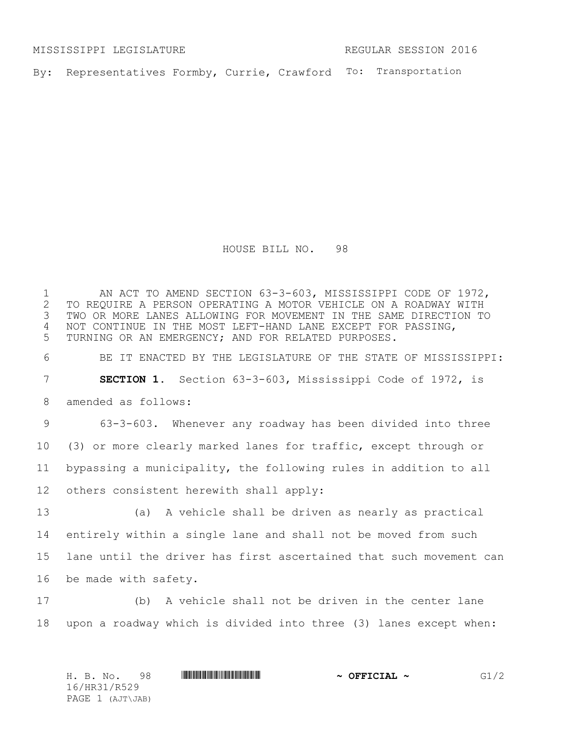MISSISSIPPI LEGISLATURE REGULAR SESSION 2016

By: Representatives Formby, Currie, Crawford To: Transportation

# HOUSE BILL NO. 98

AN ACT TO AMEND SECTION 63-3-603, MISSISSIPPI CODE OF 1972, TO REQUIRE A PERSON OPERATING A MOTOR VEHICLE ON A ROADWAY WITH TWO OR MORE LANES ALLOWING FOR MOVEMENT IN THE SAME DIRECTION TO NOT CONTINUE IN THE MOST LEFT-HAND LANE EXCEPT FOR PASSING, TURNING OR AN EMERGENCY; AND FOR RELATED PURPOSES.

BE IT ENACTED BY THE LEGISLATURE OF THE STATE OF MISSISSIPPI:

**SECTION 1.** Section 63-3-603, Mississippi Code of 1972, is amended as follows:

63-3-603. Whenever any roadway has been divided into three (3) or more clearly marked lanes for traffic, except through or bypassing a municipality, the following rules in addition to all others consistent herewith shall apply:

(a) A vehicle shall be driven as nearly as practical entirely within a single lane and shall not be moved from such lane until the driver has first ascertained that such movement can be made with safety.

(b) A vehicle shall not be driven in the center lane upon a roadway which is divided into three (3) lanes except when: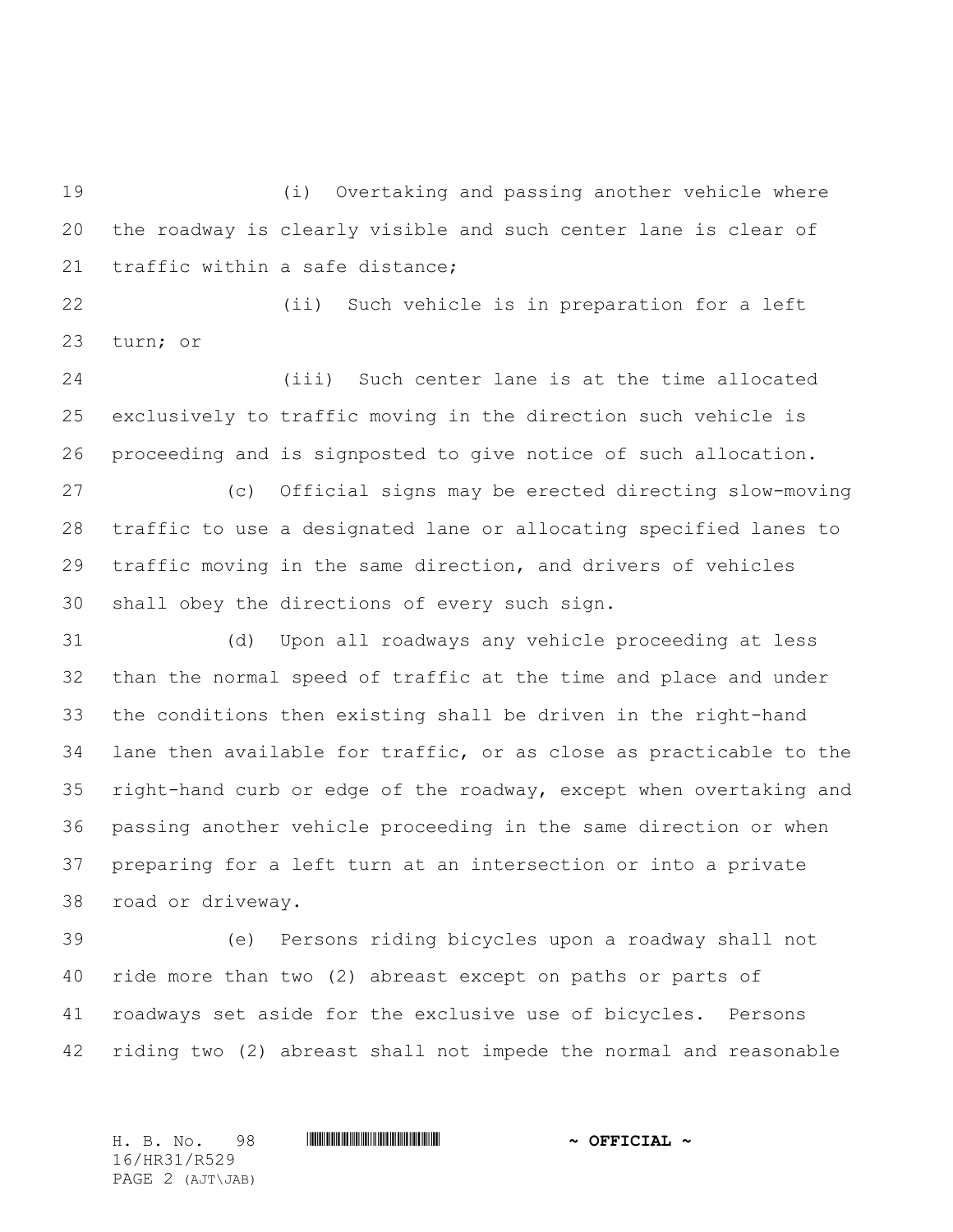(i) Overtaking and passing another vehicle where the roadway is clearly visible and such center lane is clear of traffic within a safe distance;

(ii) Such vehicle is in preparation for a left turn; or

(iii) Such center lane is at the time allocated exclusively to traffic moving in the direction such vehicle is proceeding and is signposted to give notice of such allocation.

(c) Official signs may be erected directing slow-moving traffic to use a designated lane or allocating specified lanes to traffic moving in the same direction, and drivers of vehicles shall obey the directions of every such sign.

(d) Upon all roadways any vehicle proceeding at less than the normal speed of traffic at the time and place and under the conditions then existing shall be driven in the right-hand lane then available for traffic, or as close as practicable to the right-hand curb or edge of the roadway, except when overtaking and passing another vehicle proceeding in the same direction or when preparing for a left turn at an intersection or into a private road or driveway.

(e) Persons riding bicycles upon a roadway shall not ride more than two (2) abreast except on paths or parts of roadways set aside for the exclusive use of bicycles. Persons riding two (2) abreast shall not impede the normal and reasonable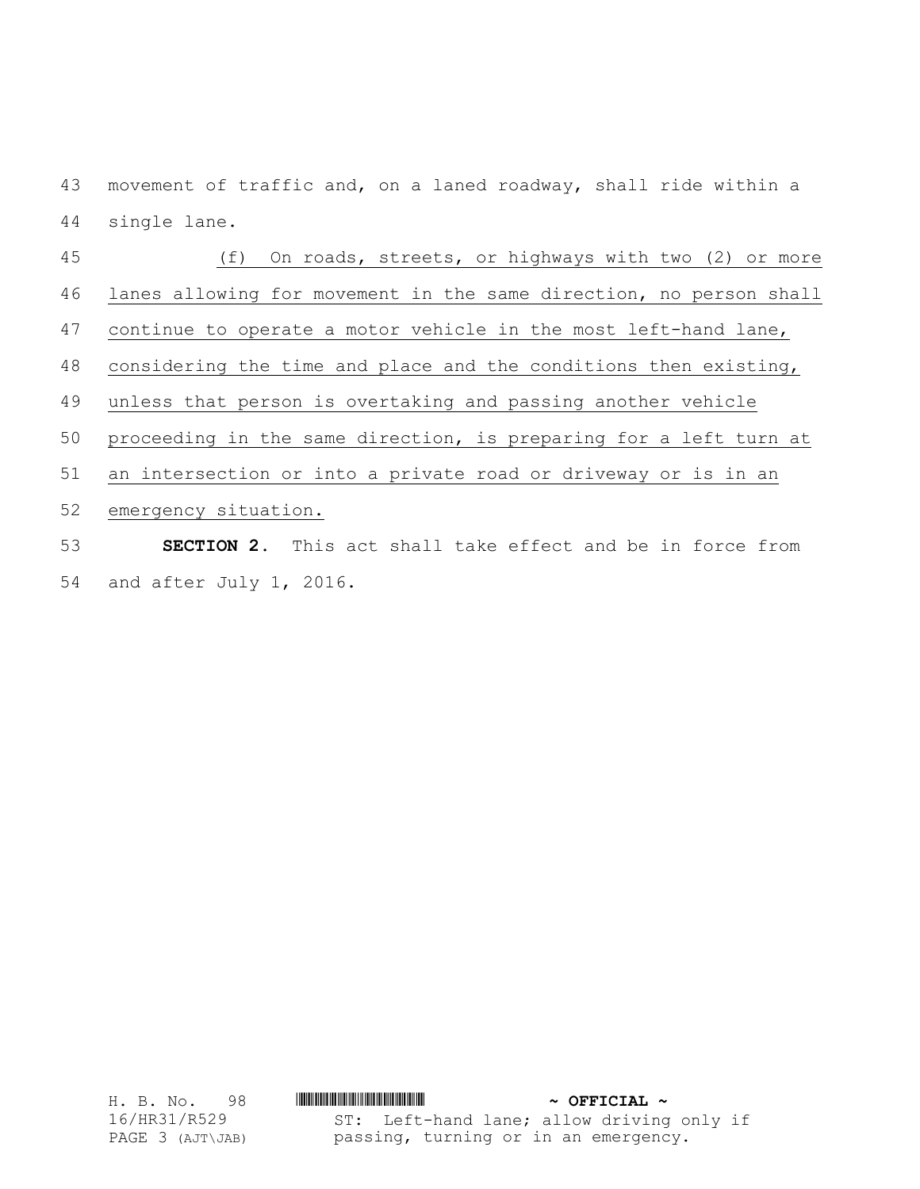movement of traffic and, on a laned roadway, shall ride within a single lane.

(f) On roads, streets, or highways with two (2) or more lanes allowing for movement in the same direction, no person shall continue to operate a motor vehicle in the most left-hand lane, considering the time and place and the conditions then existing, unless that person is overtaking and passing another vehicle proceeding in the same direction, is preparing for a left turn at an intersection or into a private road or driveway or is in an emergency situation.

**SECTION 2.** This act shall take effect and be in force from and after July 1, 2016.